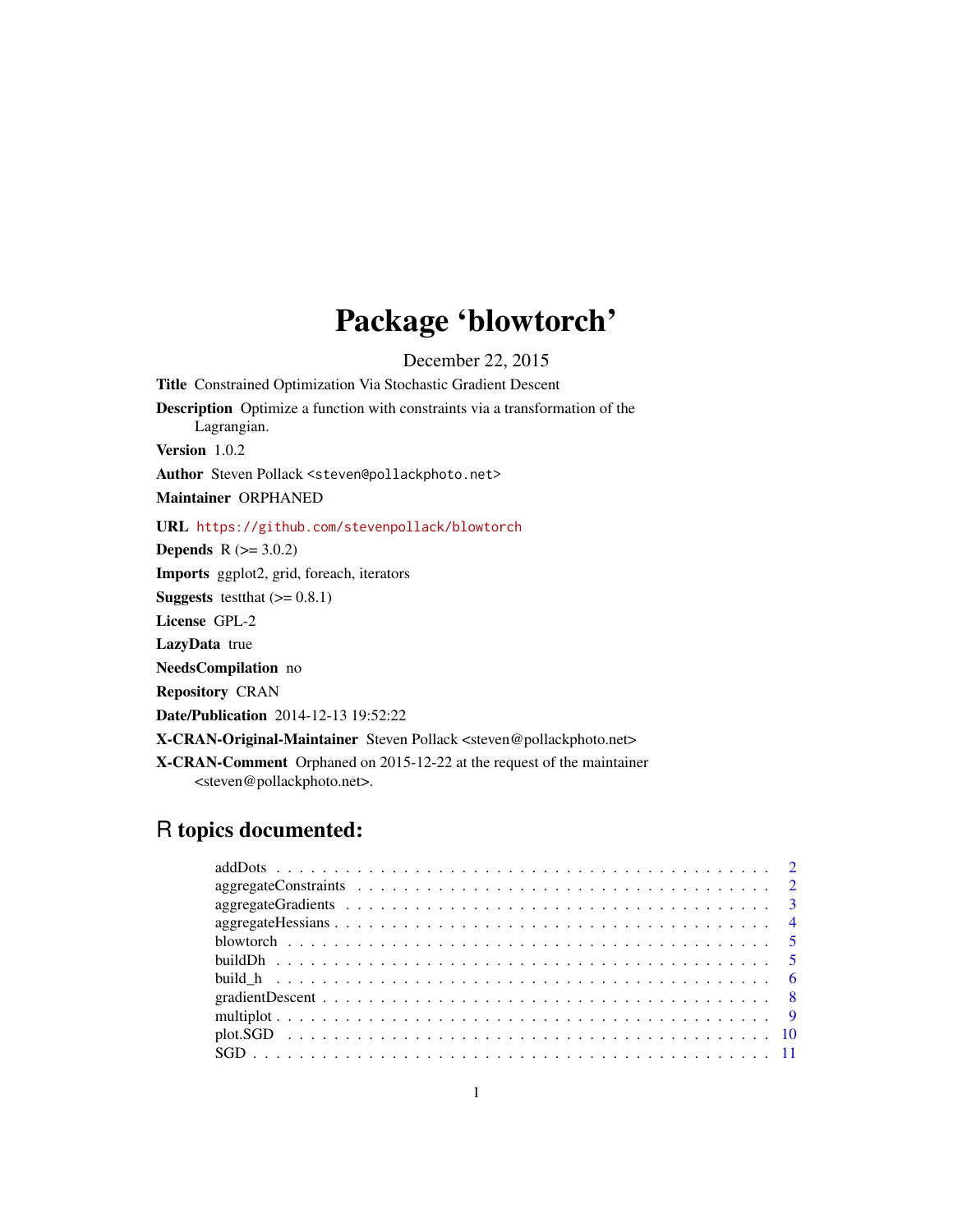# Package 'blowtorch'

December 22, 2015

**Title** Constrained Optimization Via Stochastic Gradient Descent

**Description** Optimize a function with constraints via a transformation of the Lagrangian.

**Version** 1.0.2

**Author** Steven Pollack <steven@pollackphoto.net>

**Maintainer** ORPHANED

**URL** https://github.com/stevenpollack/blowtorch

**Depends** R (>= 3.0.2)

**Imports** ggplot2, grid, foreach, iterators

**Suggests** testthat (>= 0.8.1)

**License** GPL-2

**LazyData** true

**NeedsCompilation** no

**Repository** CRAN

**Date/Publication** 2014-12-13 19:52:22

**X-CRAN-Original-Maintainer** Steven Pollack <steven@pollackphoto.net>

**X-CRAN-Comment** Orphaned on 2015-12-22 at the request of the maintainer <steven@pollackphoto.net>.

## R topics documented:

- addDots . . . 2
- aggregateConstraints . . . 2
- aggregateGradients . . . 3
- aggregateHessians . . . 4
- blowtorch . . . 5
- buildDh . . . 5
- build_h . . . 6
- gradientDescent . . . 8
- multiplot . . . 9
- plot.SGD . . . 10
- SGD . . . 11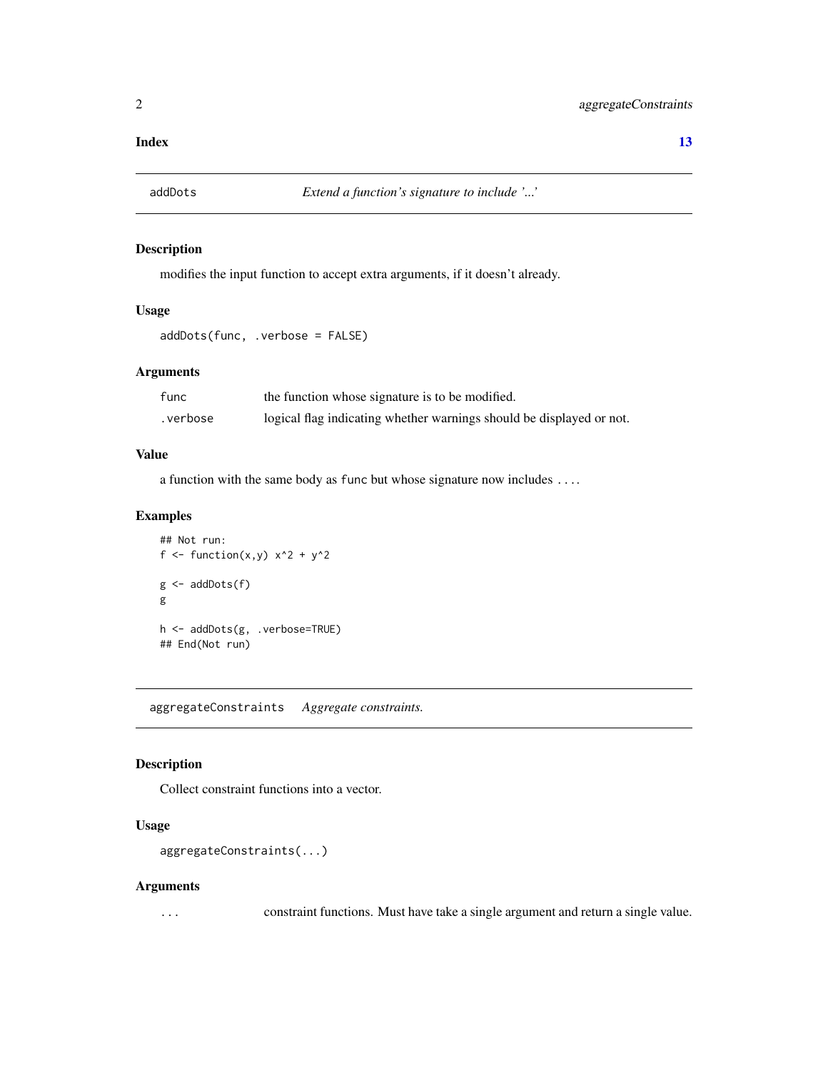Index 13

## addDots — *Extend a function's signature to include '...'*

### Description

modifies the input function to accept extra arguments, if it doesn't already.

### Usage

```
addDots(func, .verbose = FALSE)
```

### Arguments

| | |
|---|---|
| `func` | the function whose signature is to be modified. |
| `.verbose` | logical flag indicating whether warnings should be displayed or not. |

### Value

a function with the same body as `func` but whose signature now includes `...`.

### Examples

```
## Not run:
f <- function(x,y) x^2 + y^2

g <- addDots(f)
g

h <- addDots(g, .verbose=TRUE)
## End(Not run)
```

## aggregateConstraints — *Aggregate constraints.*

### Description

Collect constraint functions into a vector.

### Usage

```
aggregateConstraints(...)
```

### Arguments

| | |
|---|---|
| `...` | constraint functions. Must have take a single argument and return a single value. |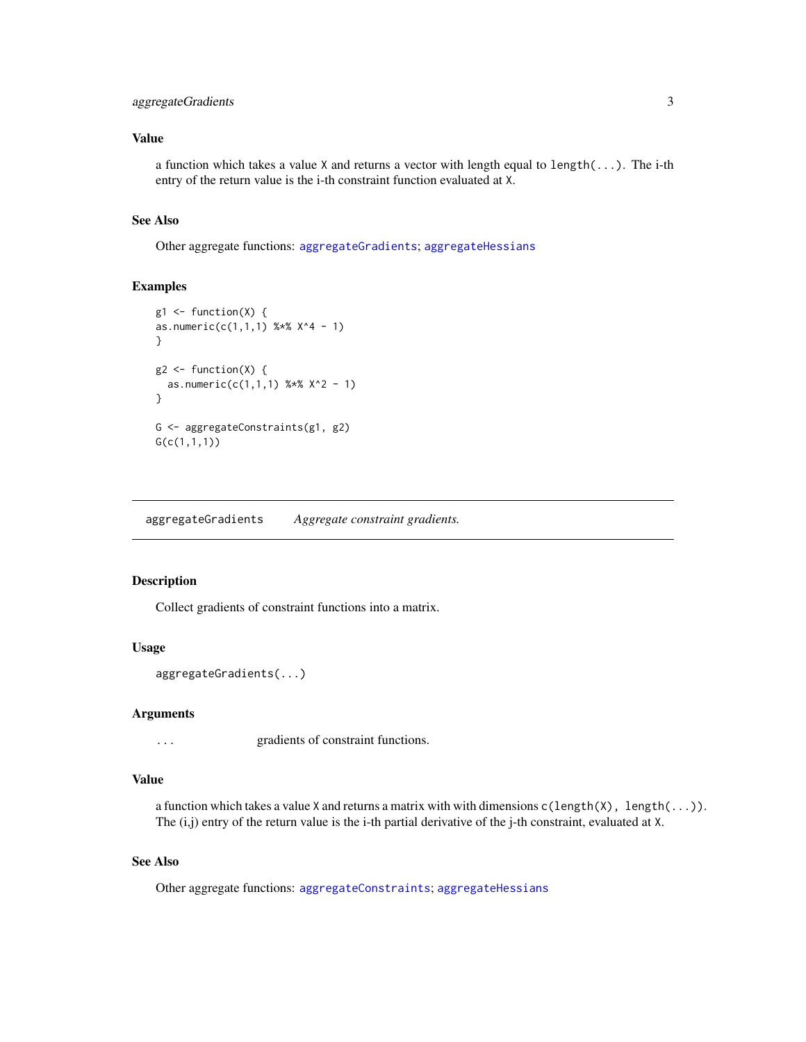### Value

a function which takes a value `X` and returns a vector with length equal to `length(...)`. The i-th entry of the return value is the i-th constraint function evaluated at `X`.

### See Also

Other aggregate functions: `aggregateGradients`; `aggregateHessians`

### Examples

```
g1 <- function(X) {
as.numeric(c(1,1,1) %*% X^4 - 1)
}

g2 <- function(X) {
  as.numeric(c(1,1,1) %*% X^2 - 1)
}

G <- aggregateConstraints(g1, g2)
G(c(1,1,1))
```

---

## aggregateGradients &nbsp;&nbsp;&nbsp; *Aggregate constraint gradients.*

---

### Description

Collect gradients of constraint functions into a matrix.

### Usage

```
aggregateGradients(...)
```

### Arguments

| | |
|---|---|
| `...` | gradients of constraint functions. |

### Value

a function which takes a value `X` and returns a matrix with with dimensions `c(length(X), length(...))`. The (i,j) entry of the return value is the i-th partial derivative of the j-th constraint, evaluated at `X`.

### See Also

Other aggregate functions: `aggregateConstraints`; `aggregateHessians`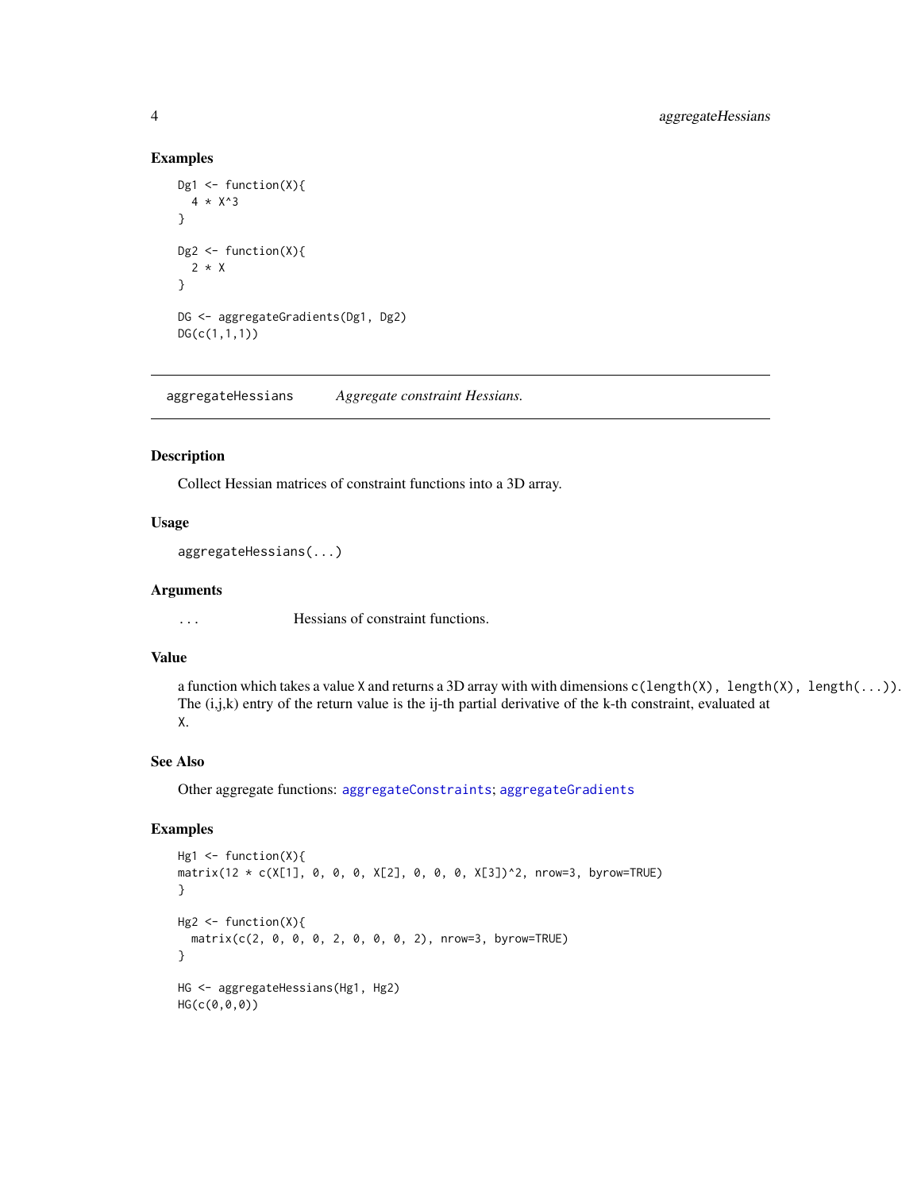## Examples

```
Dg1 <- function(X){
  4 * X^3
}

Dg2 <- function(X){
  2 * X
}

DG <- aggregateGradients(Dg1, Dg2)
DG(c(1,1,1))
```

---

`aggregateHessians` *Aggregate constraint Hessians.*

---

## Description

Collect Hessian matrices of constraint functions into a 3D array.

## Usage

```
aggregateHessians(...)
```

## Arguments

`...` Hessians of constraint functions.

## Value

a function which takes a value `X` and returns a 3D array with with dimensions `c(length(X), length(X), length(...))`. The (i,j,k) entry of the return value is the ij-th partial derivative of the k-th constraint, evaluated at `X`.

## See Also

Other aggregate functions: `aggregateConstraints`; `aggregateGradients`

## Examples

```
Hg1 <- function(X){
matrix(12 * c(X[1], 0, 0, 0, X[2], 0, 0, 0, X[3])^2, nrow=3, byrow=TRUE)
}

Hg2 <- function(X){
  matrix(c(2, 0, 0, 0, 2, 0, 0, 0, 2), nrow=3, byrow=TRUE)
}

HG <- aggregateHessians(Hg1, Hg2)
HG(c(0,0,0))
```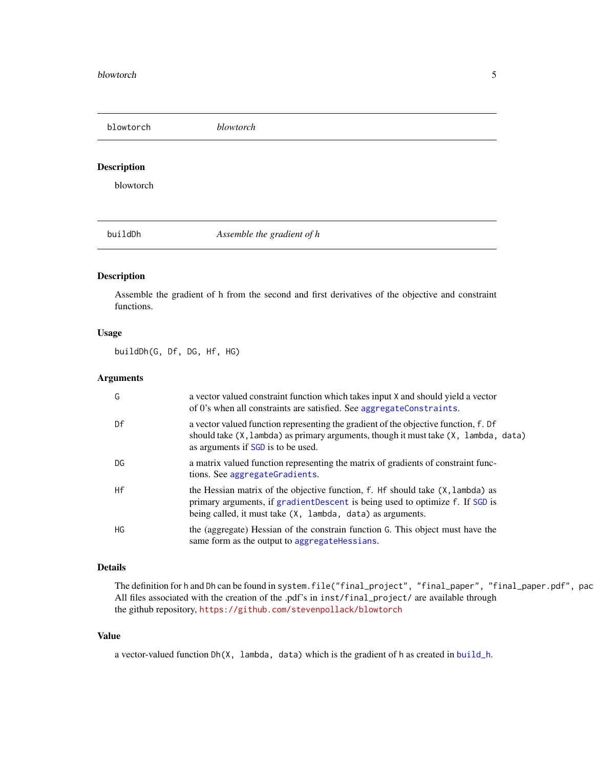## blowtorch — *blowtorch*

### Description

blowtorch

## buildDh — *Assemble the gradient of h*

### Description

Assemble the gradient of h from the second and first derivatives of the objective and constraint functions.

### Usage

```
buildDh(G, Df, DG, Hf, HG)
```

### Arguments

| | |
|---|---|
| `G` | a vector valued constraint function which takes input `X` and should yield a vector of 0's when all constraints are satisfied. See `aggregateConstraints`. |
| `Df` | a vector valued function representing the gradient of the objective function, `f`. `Df` should take `(X,lambda)` as primary arguments, though it must take `(X, lambda, data)` as arguments if `SGD` is to be used. |
| `DG` | a matrix valued function representing the matrix of gradients of constraint functions. See `aggregateGradients`. |
| `Hf` | the Hessian matrix of the objective function, `f`. `Hf` should take `(X,lambda)` as primary arguments, if `gradientDescent` is being used to optimize `f`. If `SGD` is being called, it must take `(X, lambda, data)` as arguments. |
| `HG` | the (aggregate) Hessian of the constrain function `G`. This object must have the same form as the output to `aggregateHessians`. |

### Details

The definition for `h` and `Dh` can be found in `system.file("final_project", "final_paper", "final_paper.pdf", pac` All files associated with the creation of the .pdf's in `inst/final_project/` are available through the github repository, https://github.com/stevenpollack/blowtorch

### Value

a vector-valued function `Dh(X, lambda, data)` which is the gradient of `h` as created in `build_h`.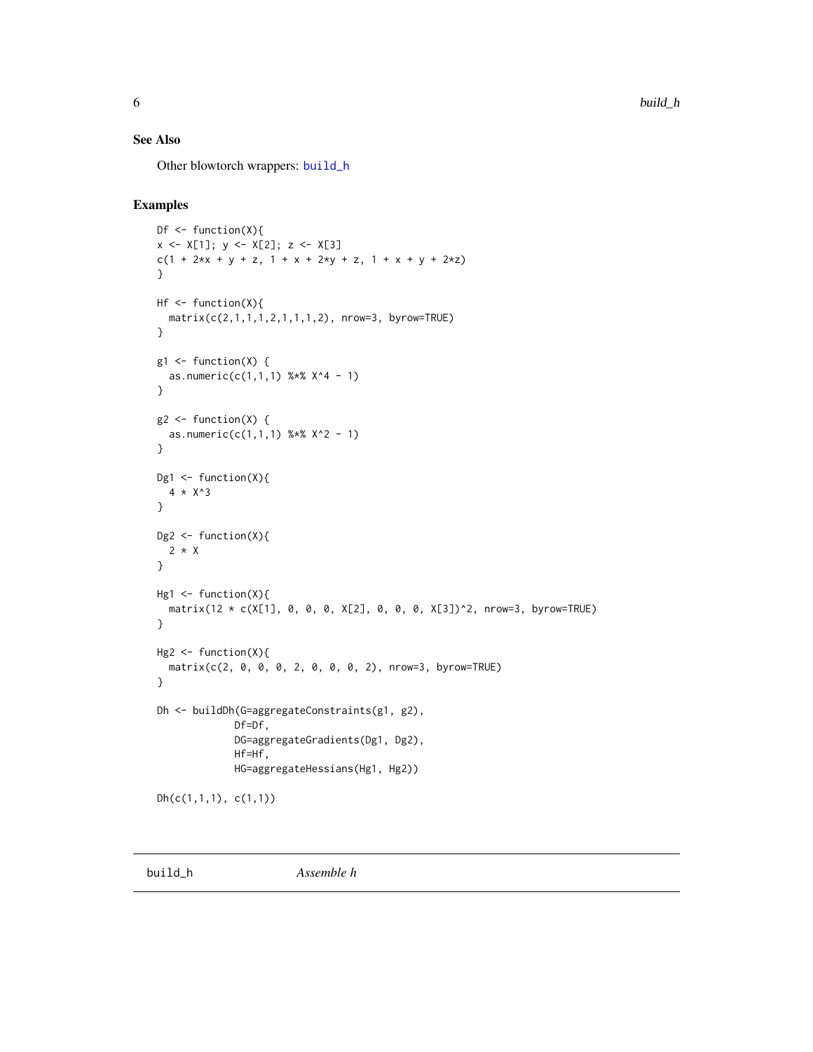## See Also

Other blowtorch wrappers: build_h

## Examples

```
Df <- function(X){
x <- X[1]; y <- X[2]; z <- X[3]
c(1 + 2*x + y + z, 1 + x + 2*y + z, 1 + x + y + 2*z)
}

Hf <- function(X){
  matrix(c(2,1,1,1,2,1,1,1,2), nrow=3, byrow=TRUE)
}

g1 <- function(X) {
  as.numeric(c(1,1,1) %*% X^4 - 1)
}

g2 <- function(X) {
  as.numeric(c(1,1,1) %*% X^2 - 1)
}

Dg1 <- function(X){
  4 * X^3
}

Dg2 <- function(X){
  2 * X
}

Hg1 <- function(X){
  matrix(12 * c(X[1], 0, 0, 0, X[2], 0, 0, 0, X[3])^2, nrow=3, byrow=TRUE)
}

Hg2 <- function(X){
  matrix(c(2, 0, 0, 0, 2, 0, 0, 0, 2), nrow=3, byrow=TRUE)
}

Dh <- buildDh(G=aggregateConstraints(g1, g2),
             Df=Df,
             DG=aggregateGradients(Dg1, Dg2),
             Hf=Hf,
             HG=aggregateHessians(Hg1, Hg2))

Dh(c(1,1,1), c(1,1))
```

---

# build_h  *Assemble h*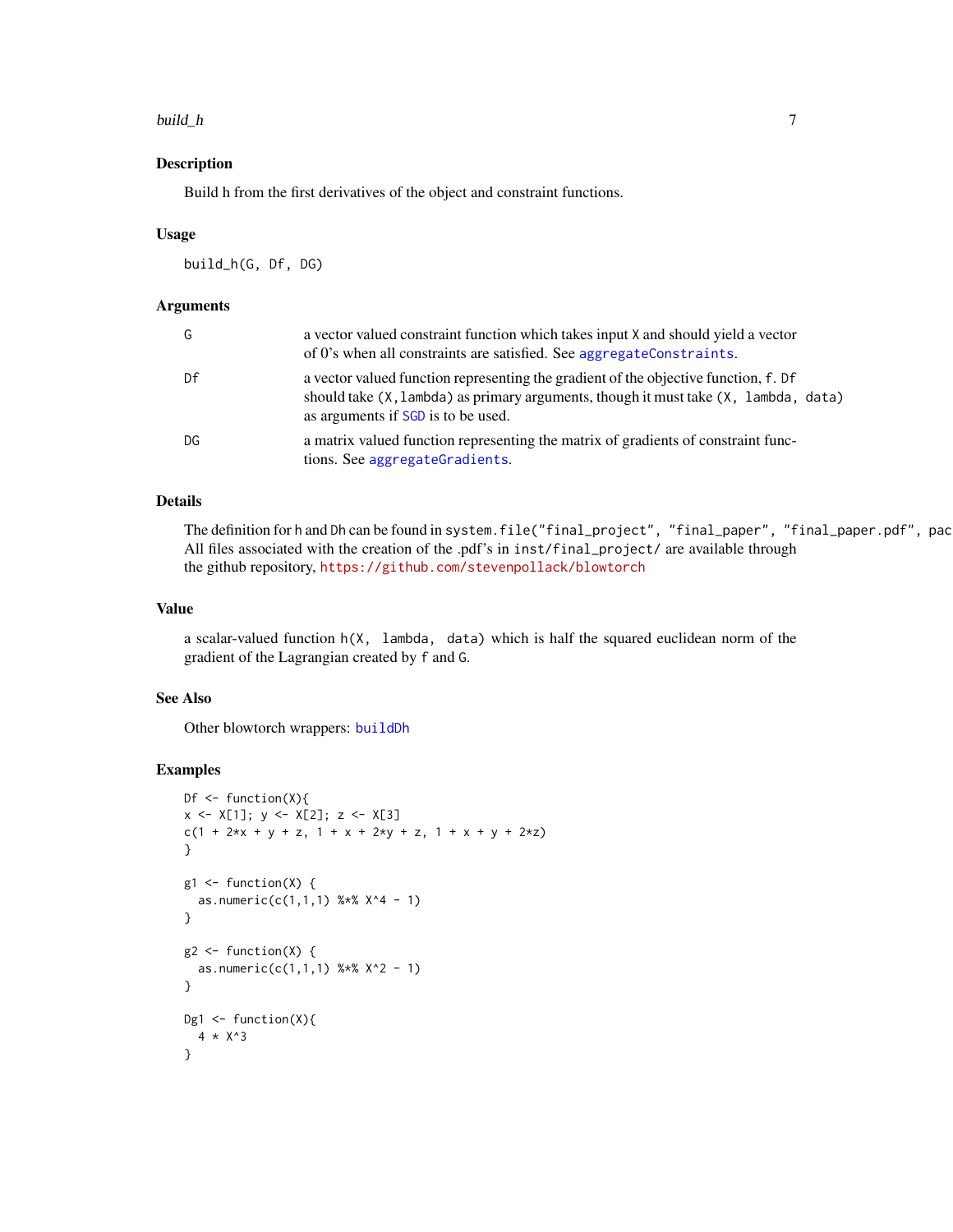## Description

Build h from the first derivatives of the object and constraint functions.

## Usage

```
build_h(G, Df, DG)
```

## Arguments

| | |
|---|---|
| G | a vector valued constraint function which takes input X and should yield a vector of 0's when all constraints are satisfied. See aggregateConstraints. |
| Df | a vector valued function representing the gradient of the objective function, f. Df should take (X,lambda) as primary arguments, though it must take (X, lambda, data) as arguments if SGD is to be used. |
| DG | a matrix valued function representing the matrix of gradients of constraint functions. See aggregateGradients. |

## Details

The definition for h and Dh can be found in system.file("final_project", "final_paper", "final_paper.pdf", pac All files associated with the creation of the .pdf's in inst/final_project/ are available through the github repository, https://github.com/stevenpollack/blowtorch

## Value

a scalar-valued function h(X, lambda, data) which is half the squared euclidean norm of the gradient of the Lagrangian created by f and G.

## See Also

Other blowtorch wrappers: buildDh

## Examples

```
Df <- function(X){
x <- X[1]; y <- X[2]; z <- X[3]
c(1 + 2*x + y + z, 1 + x + 2*y + z, 1 + x + y + 2*z)
}

g1 <- function(X) {
  as.numeric(c(1,1,1) %*% X^4 - 1)
}

g2 <- function(X) {
  as.numeric(c(1,1,1) %*% X^2 - 1)
}

Dg1 <- function(X){
  4 * X^3
}
```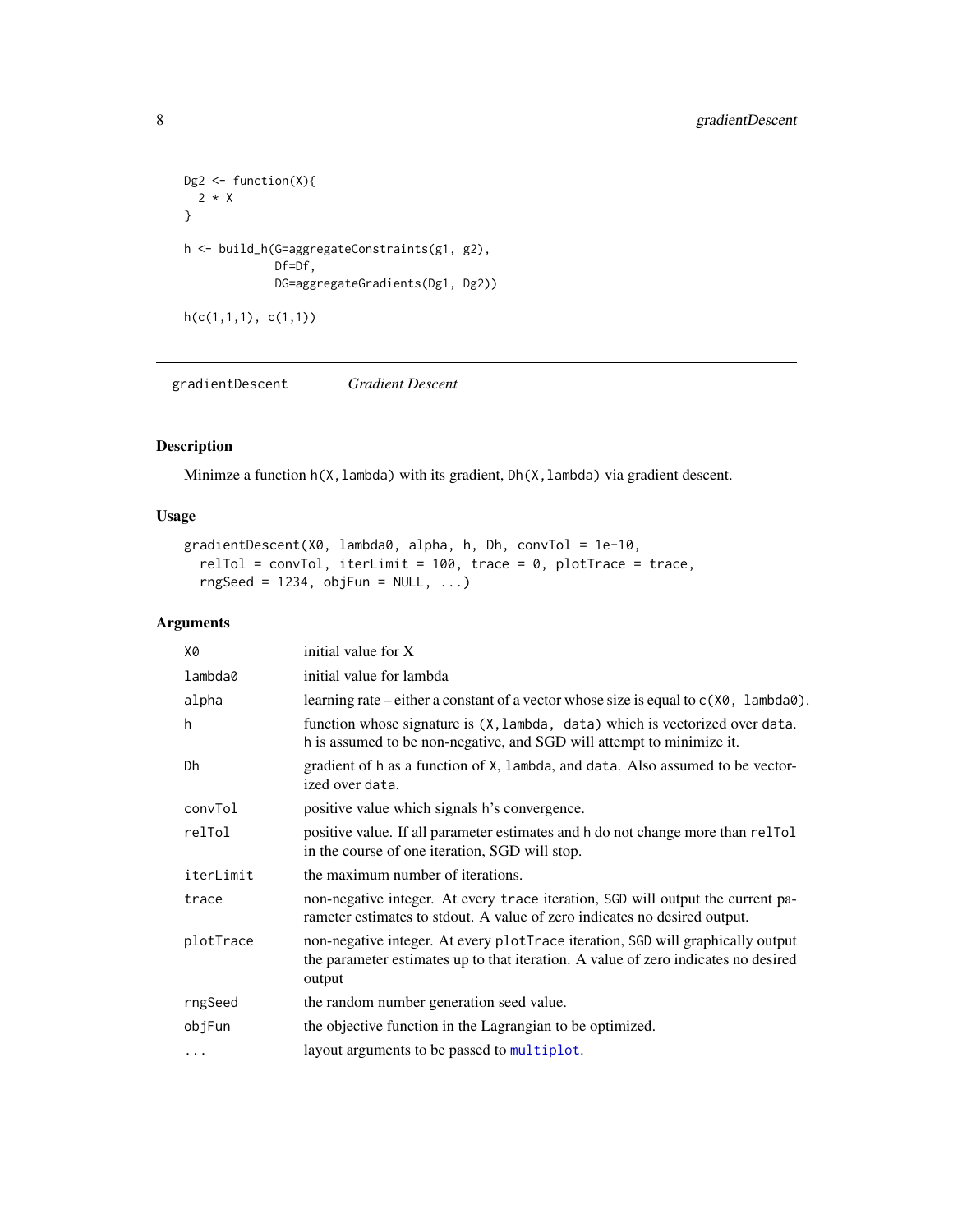```
Dg2 <- function(X){
  2 * X
}

h <- build_h(G=aggregateConstraints(g1, g2),
             Df=Df,
             DG=aggregateGradients(Dg1, Dg2))

h(c(1,1,1), c(1,1))
```

## gradientDescent *Gradient Descent*

### Description

Minimze a function h(X,lambda) with its gradient, Dh(X,lambda) via gradient descent.

### Usage

```
gradientDescent(X0, lambda0, alpha, h, Dh, convTol = 1e-10,
  relTol = convTol, iterLimit = 100, trace = 0, plotTrace = trace,
  rngSeed = 1234, objFun = NULL, ...)
```

### Arguments

| | |
|---|---|
| X0 | initial value for X |
| lambda0 | initial value for lambda |
| alpha | learning rate – either a constant of a vector whose size is equal to c(X0, lambda0). |
| h | function whose signature is (X,lambda, data) which is vectorized over data. h is assumed to be non-negative, and SGD will attempt to minimize it. |
| Dh | gradient of h as a function of X, lambda, and data. Also assumed to be vectorized over data. |
| convTol | positive value which signals h's convergence. |
| relTol | positive value. If all parameter estimates and h do not change more than relTol in the course of one iteration, SGD will stop. |
| iterLimit | the maximum number of iterations. |
| trace | non-negative integer. At every trace iteration, SGD will output the current parameter estimates to stdout. A value of zero indicates no desired output. |
| plotTrace | non-negative integer. At every plotTrace iteration, SGD will graphically output the parameter estimates up to that iteration. A value of zero indicates no desired output |
| rngSeed | the random number generation seed value. |
| objFun | the objective function in the Lagrangian to be optimized. |
| ... | layout arguments to be passed to multiplot. |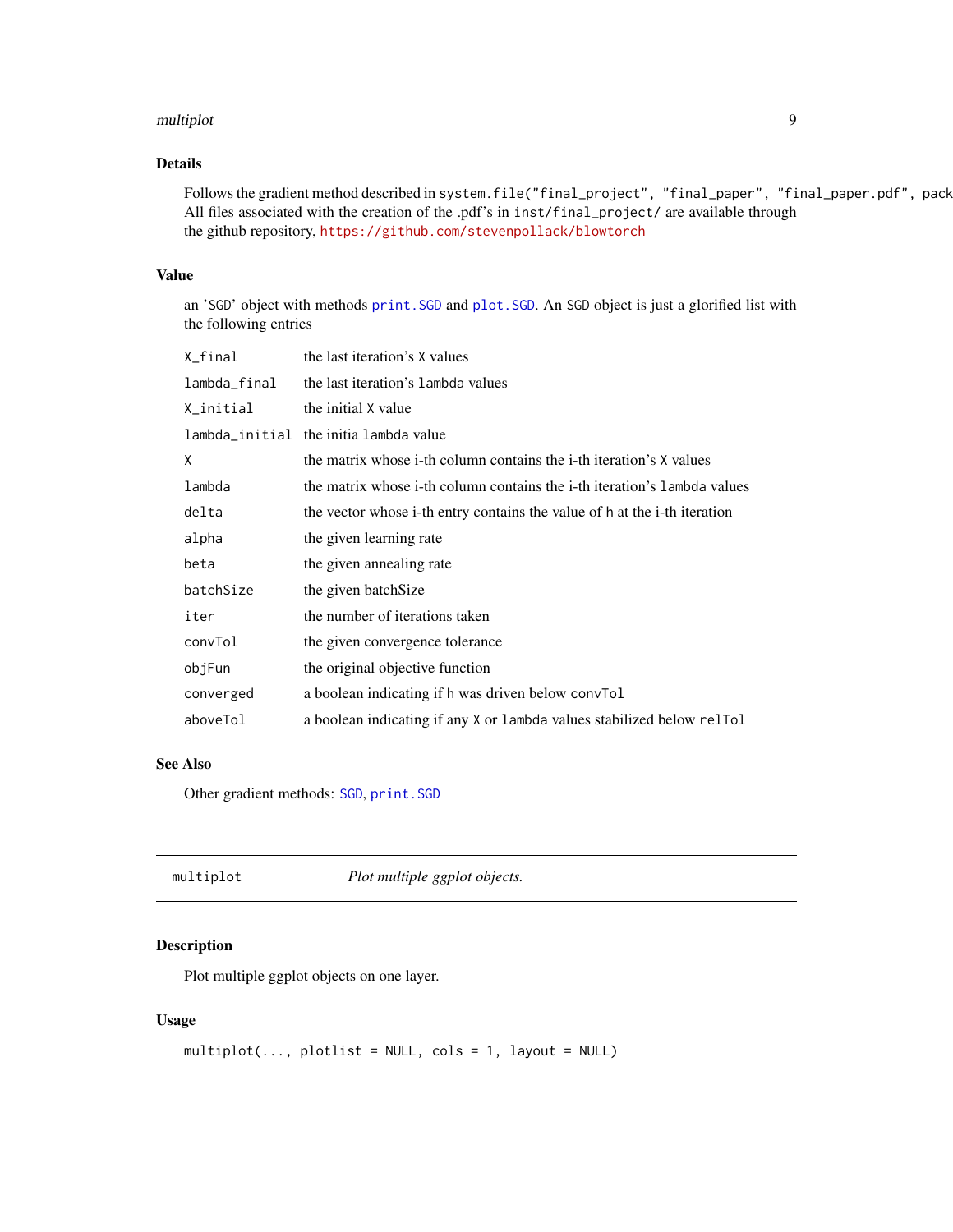## Details

Follows the gradient method described in `system.file("final_project", "final_paper", "final_paper.pdf", pack` All files associated with the creation of the .pdf's in `inst/final_project/` are available through the github repository, https://github.com/stevenpollack/blowtorch

## Value

an 'SGD' object with methods `print.SGD` and `plot.SGD`. An SGD object is just a glorified list with the following entries

| | |
|---|---|
| `X_final` | the last iteration's `X` values |
| `lambda_final` | the last iteration's `lambda` values |
| `X_initial` | the initial `X` value |
| `lambda_initial` | the initia `lambda` value |
| `X` | the matrix whose i-th column contains the i-th iteration's `X` values |
| `lambda` | the matrix whose i-th column contains the i-th iteration's `lambda` values |
| `delta` | the vector whose i-th entry contains the value of `h` at the i-th iteration |
| `alpha` | the given learning rate |
| `beta` | the given annealing rate |
| `batchSize` | the given batchSize |
| `iter` | the number of iterations taken |
| `convTol` | the given convergence tolerance |
| `objFun` | the original objective function |
| `converged` | a boolean indicating if `h` was driven below `convTol` |
| `aboveTol` | a boolean indicating if any `X` or `lambda` values stabilized below `relTol` |

## See Also

Other gradient methods: `SGD`, `print.SGD`

---

# multiplot — *Plot multiple ggplot objects.*

## Description

Plot multiple ggplot objects on one layer.

## Usage

```
multiplot(..., plotlist = NULL, cols = 1, layout = NULL)
```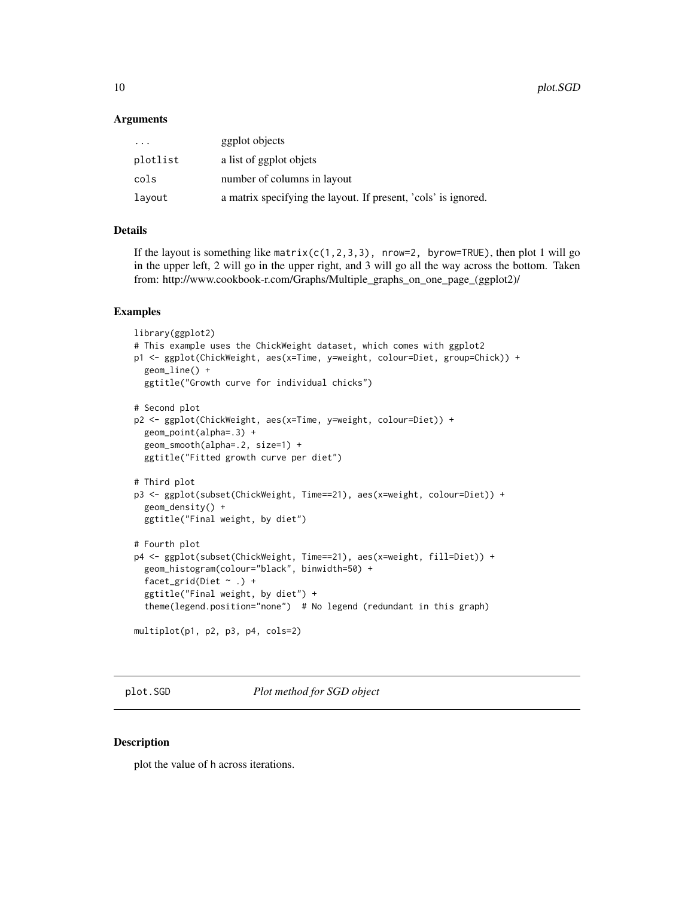### Arguments

| | |
|---|---|
| ... | ggplot objects |
| plotlist | a list of ggplot objets |
| cols | number of columns in layout |
| layout | a matrix specifying the layout. If present, 'cols' is ignored. |

### Details

If the layout is something like `matrix(c(1,2,3,3), nrow=2, byrow=TRUE)`, then plot 1 will go in the upper left, 2 will go in the upper right, and 3 will go all the way across the bottom. Taken from: http://www.cookbook-r.com/Graphs/Multiple_graphs_on_one_page_(ggplot2)/

### Examples

```
library(ggplot2)
# This example uses the ChickWeight dataset, which comes with ggplot2
p1 <- ggplot(ChickWeight, aes(x=Time, y=weight, colour=Diet, group=Chick)) +
  geom_line() +
  ggtitle("Growth curve for individual chicks")

# Second plot
p2 <- ggplot(ChickWeight, aes(x=Time, y=weight, colour=Diet)) +
  geom_point(alpha=.3) +
  geom_smooth(alpha=.2, size=1) +
  ggtitle("Fitted growth curve per diet")

# Third plot
p3 <- ggplot(subset(ChickWeight, Time==21), aes(x=weight, colour=Diet)) +
  geom_density() +
  ggtitle("Final weight, by diet")

# Fourth plot
p4 <- ggplot(subset(ChickWeight, Time==21), aes(x=weight, fill=Diet)) +
  geom_histogram(colour="black", binwidth=50) +
  facet_grid(Diet ~ .) +
  ggtitle("Final weight, by diet") +
  theme(legend.position="none")  # No legend (redundant in this graph)

multiplot(p1, p2, p3, p4, cols=2)
```

---

## plot.SGD *Plot method for SGD object*

### Description

plot the value of h across iterations.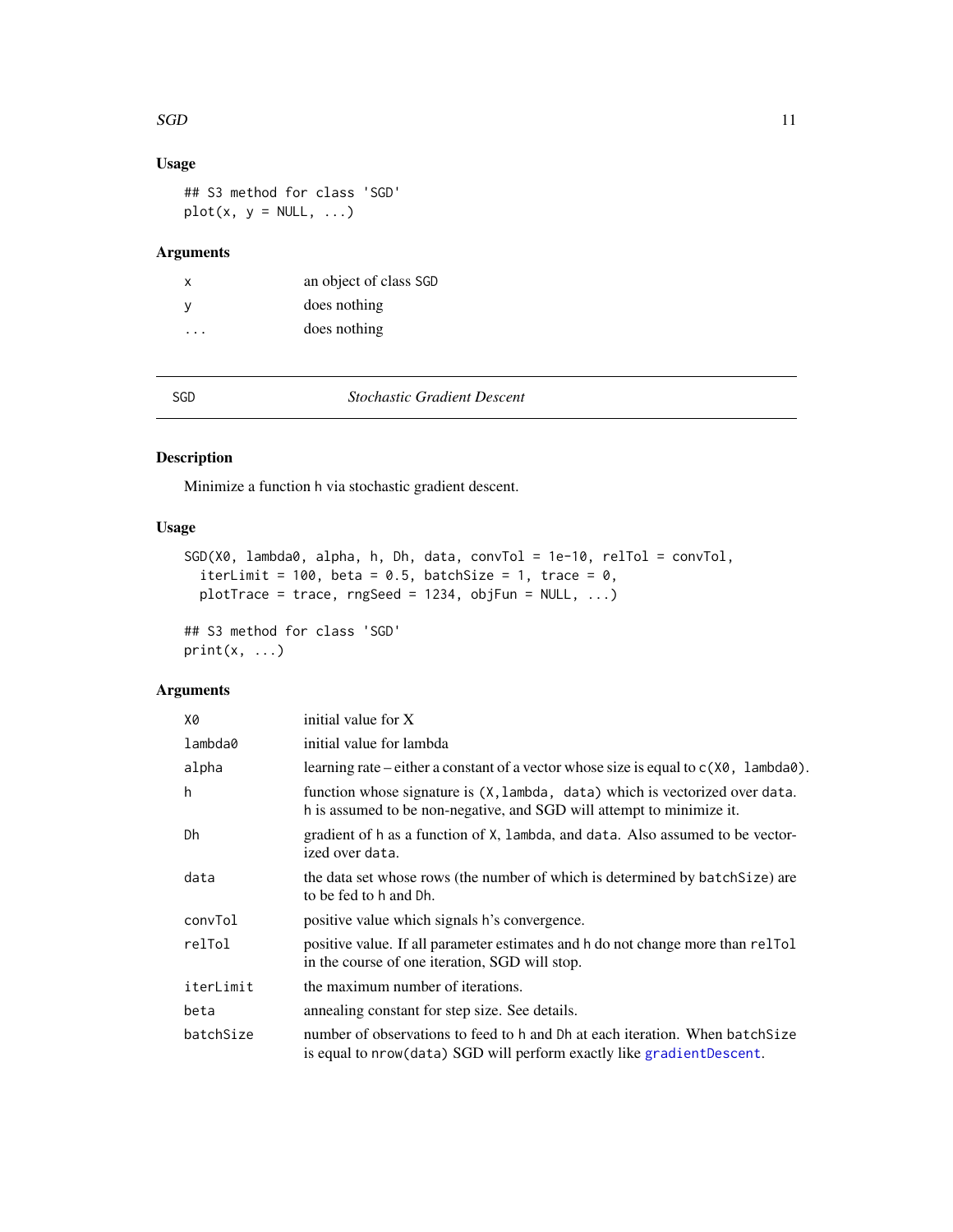### Usage

```
## S3 method for class 'SGD'
plot(x, y = NULL, ...)
```

### Arguments

| | |
|---|---|
| `x` | an object of class `SGD` |
| `y` | does nothing |
| `...` | does nothing |

---

## SGD — *Stochastic Gradient Descent*

---

### Description

Minimize a function `h` via stochastic gradient descent.

### Usage

```
SGD(X0, lambda0, alpha, h, Dh, data, convTol = 1e-10, relTol = convTol,
  iterLimit = 100, beta = 0.5, batchSize = 1, trace = 0,
  plotTrace = trace, rngSeed = 1234, objFun = NULL, ...)

## S3 method for class 'SGD'
print(x, ...)
```

### Arguments

| | |
|---|---|
| `X0` | initial value for X |
| `lambda0` | initial value for lambda |
| `alpha` | learning rate – either a constant of a vector whose size is equal to `c(X0, lambda0)`. |
| `h` | function whose signature is `(X,lambda, data)` which is vectorized over `data`. `h` is assumed to be non-negative, and SGD will attempt to minimize it. |
| `Dh` | gradient of `h` as a function of `X`, `lambda`, and `data`. Also assumed to be vectorized over `data`. |
| `data` | the data set whose rows (the number of which is determined by `batchSize`) are to be fed to `h` and `Dh`. |
| `convTol` | positive value which signals `h`'s convergence. |
| `relTol` | positive value. If all parameter estimates and `h` do not change more than `relTol` in the course of one iteration, SGD will stop. |
| `iterLimit` | the maximum number of iterations. |
| `beta` | annealing constant for step size. See details. |
| `batchSize` | number of observations to feed to `h` and `Dh` at each iteration. When `batchSize` is equal to `nrow(data)` SGD will perform exactly like `gradientDescent`. |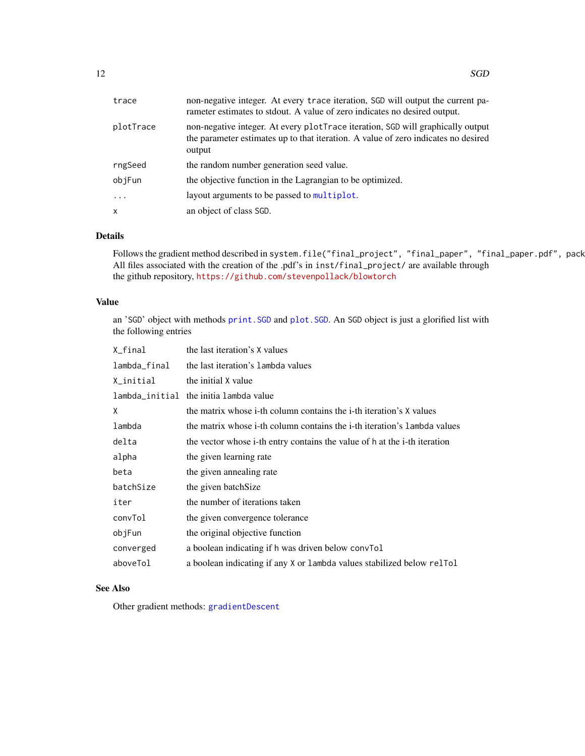| | |
|---|---|
| trace | non-negative integer. At every trace iteration, SGD will output the current parameter estimates to stdout. A value of zero indicates no desired output. |
| plotTrace | non-negative integer. At every plotTrace iteration, SGD will graphically output the parameter estimates up to that iteration. A value of zero indicates no desired output |
| rngSeed | the random number generation seed value. |
| objFun | the objective function in the Lagrangian to be optimized. |
| ... | layout arguments to be passed to multiplot. |
| x | an object of class SGD. |

## Details

Follows the gradient method described in system.file("final_project", "final_paper", "final_paper.pdf", pack All files associated with the creation of the .pdf's in inst/final_project/ are available through the github repository, https://github.com/stevenpollack/blowtorch

## Value

an 'SGD' object with methods print.SGD and plot.SGD. An SGD object is just a glorified list with the following entries

| | |
|---|---|
| X_final | the last iteration's X values |
| lambda_final | the last iteration's lambda values |
| X_initial | the initial X value |
| lambda_initial | the initia lambda value |
| X | the matrix whose i-th column contains the i-th iteration's X values |
| lambda | the matrix whose i-th column contains the i-th iteration's lambda values |
| delta | the vector whose i-th entry contains the value of h at the i-th iteration |
| alpha | the given learning rate |
| beta | the given annealing rate |
| batchSize | the given batchSize |
| iter | the number of iterations taken |
| convTol | the given convergence tolerance |
| objFun | the original objective function |
| converged | a boolean indicating if h was driven below convTol |
| aboveTol | a boolean indicating if any X or lambda values stabilized below relTol |

## See Also

Other gradient methods: gradientDescent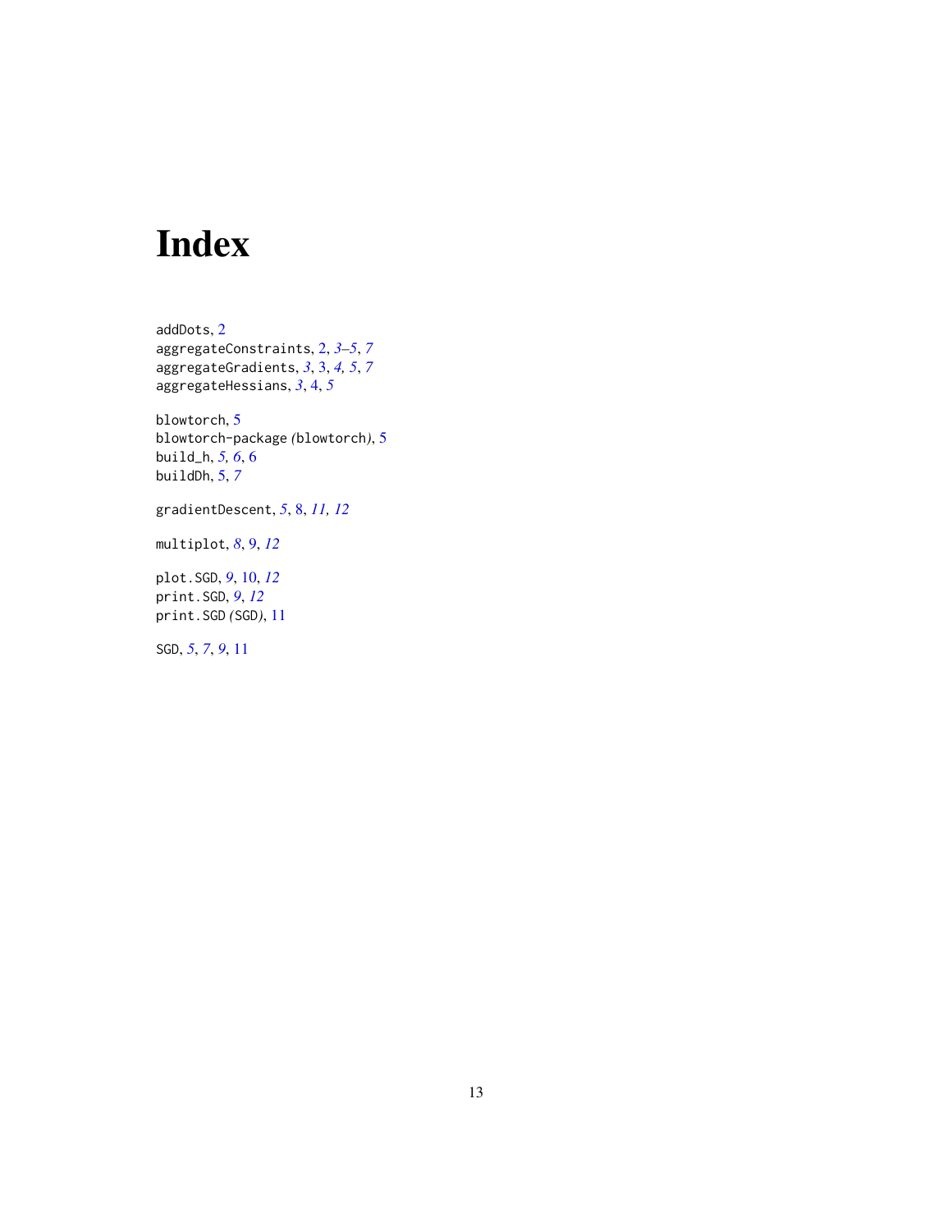# Index

addDots, 2
aggregateConstraints, 2, *3–5*, *7*
aggregateGradients, *3*, 3, *4, 5*, *7*
aggregateHessians, *3*, 4, *5*

blowtorch, 5
blowtorch-package *(*blowtorch*)*, 5
build_h, *5, 6*, 6
buildDh, 5, *7*

gradientDescent, *5*, 8, *11, 12*

multiplot, *8*, 9, *12*

plot.SGD, *9*, 10, *12*
print.SGD, *9*, *12*
print.SGD *(*SGD*)*, 11

SGD, *5*, *7*, *9*, 11